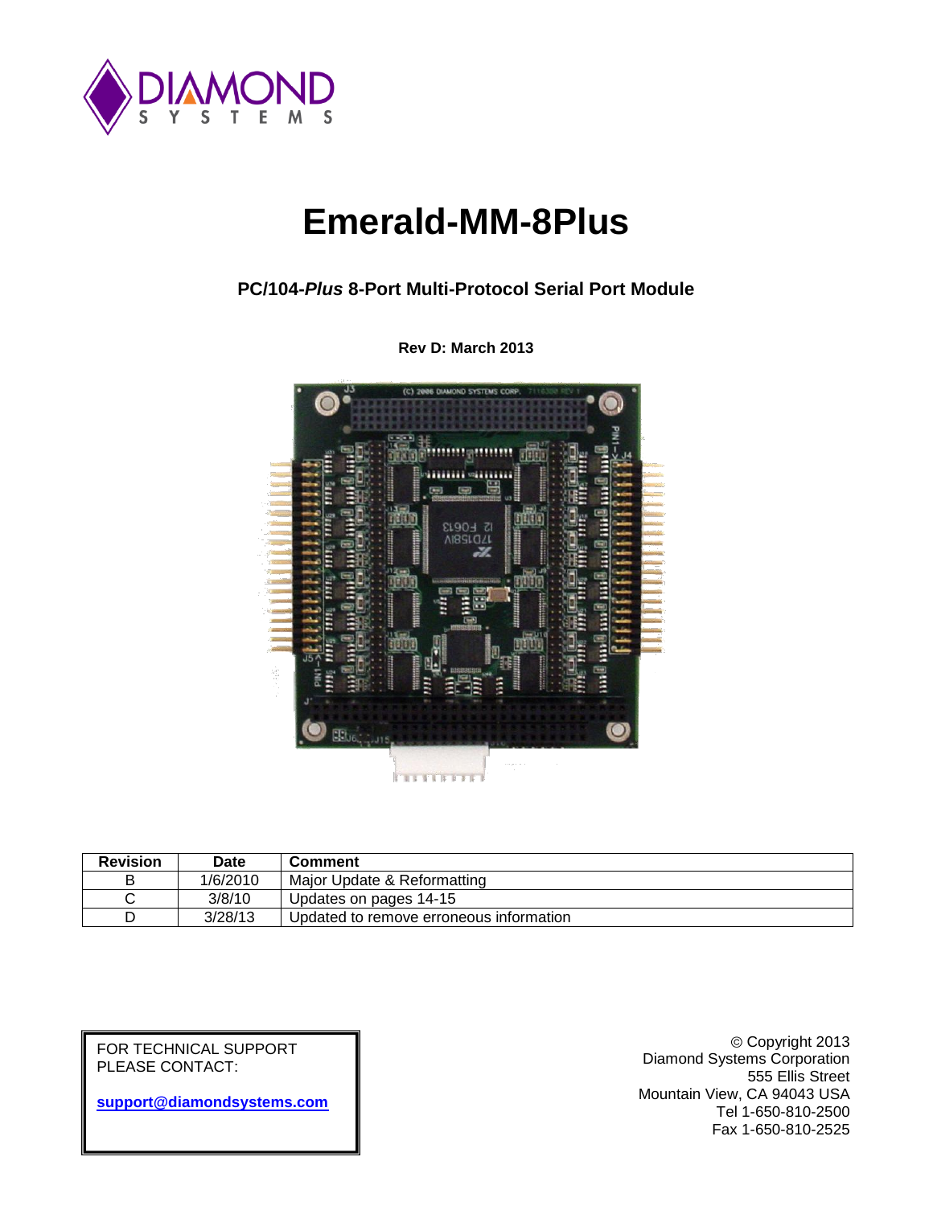# Emerald-MM-8Plus

### PC/104-*Plus* 8-Port Multi-Protocol Serial Port Module

**Rev D: March 2013**

| Revision | Date | Comment |
|---|---|---|
| B | 1/6/2010 | Major Update & Reformatting |
| C | 3/8/10 | Updates on pages 14-15 |
| D | 3/28/13 | Updated to remove erroneous information |

FOR TECHNICAL SUPPORT
PLEASE CONTACT:

**support@diamondsystems.com**

© Copyright 2013
Diamond Systems Corporation
555 Ellis Street
Mountain View, CA 94043 USA
Tel 1-650-810-2500
Fax 1-650-810-2525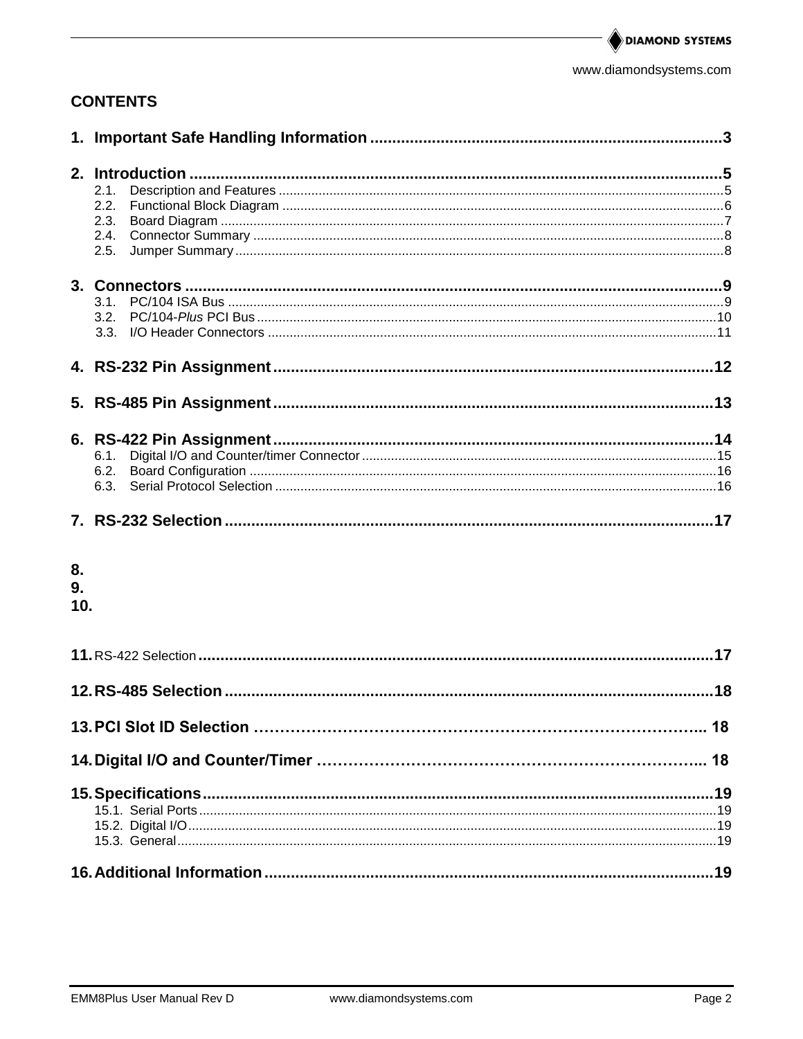# CONTENTS

1. **Important Safe Handling Information** ............................................................ 3

2. **Introduction** ............................................................ 5
   - 2.1. Description and Features ............................................................ 5
   - 2.2. Functional Block Diagram ............................................................ 6
   - 2.3. Board Diagram ............................................................ 7
   - 2.4. Connector Summary ............................................................ 8
   - 2.5. Jumper Summary ............................................................ 8

3. **Connectors** ............................................................ 9
   - 3.1. PC/104 ISA Bus ............................................................ 9
   - 3.2. PC/104-*Plus* PCI Bus ............................................................ 10
   - 3.3. I/O Header Connectors ............................................................ 11

4. **RS-232 Pin Assignment** ............................................................ 12

5. **RS-485 Pin Assignment** ............................................................ 13

6. **RS-422 Pin Assignment** ............................................................ 14
   - 6.1. Digital I/O and Counter/timer Connector ............................................................ 15
   - 6.2. Board Configuration ............................................................ 16
   - 6.3. Serial Protocol Selection ............................................................ 16

7. **RS-232 Selection** ............................................................ 17

8.
9.
10.

11. RS-422 Selection ............................................................ 17

12. **RS-485 Selection** ............................................................ 18

13. **PCI Slot ID Selection** ............................................................ 18

14. **Digital I/O and Counter/Timer** ............................................................ 18

15. **Specifications** ............................................................ 19
    - 15.1. Serial Ports ............................................................ 19
    - 15.2. Digital I/O ............................................................ 19
    - 15.3. General ............................................................ 19

16. **Additional Information** ............................................................ 19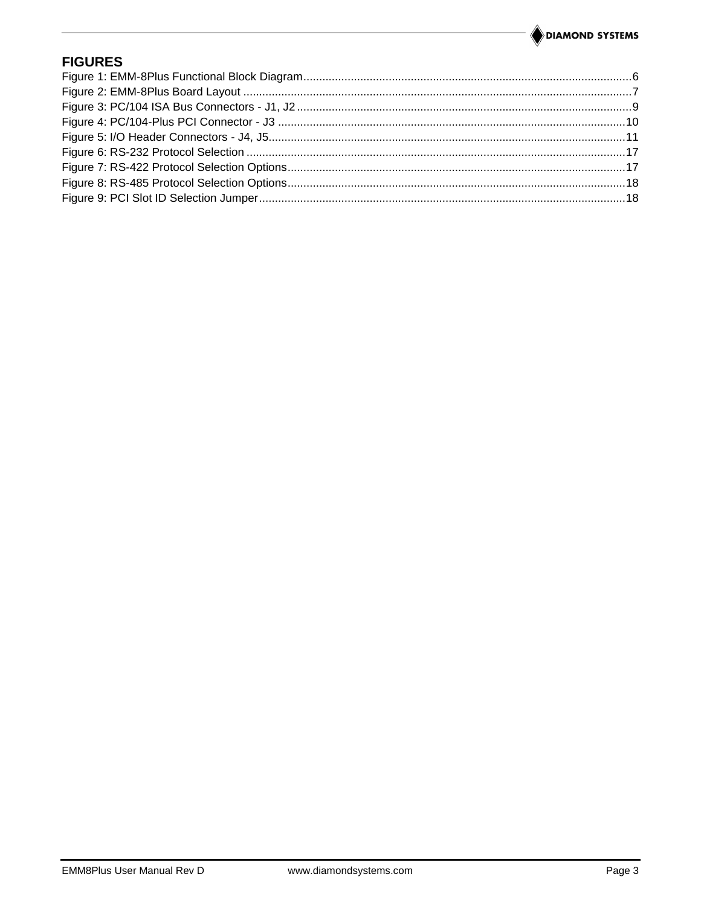## FIGURES

Figure 1: EMM-8Plus Functional Block Diagram......................................................................................................6
Figure 2: EMM-8Plus Board Layout .........................................................................................................................7
Figure 3: PC/104 ISA Bus Connectors - J1, J2.........................................................................................................9
Figure 4: PC/104-Plus PCI Connector - J3 .............................................................................................................10
Figure 5: I/O Header Connectors - J4, J5................................................................................................................11
Figure 6: RS-232 Protocol Selection .......................................................................................................................17
Figure 7: RS-422 Protocol Selection Options..........................................................................................................17
Figure 8: RS-485 Protocol Selection Options..........................................................................................................18
Figure 9: PCI Slot ID Selection Jumper...................................................................................................................18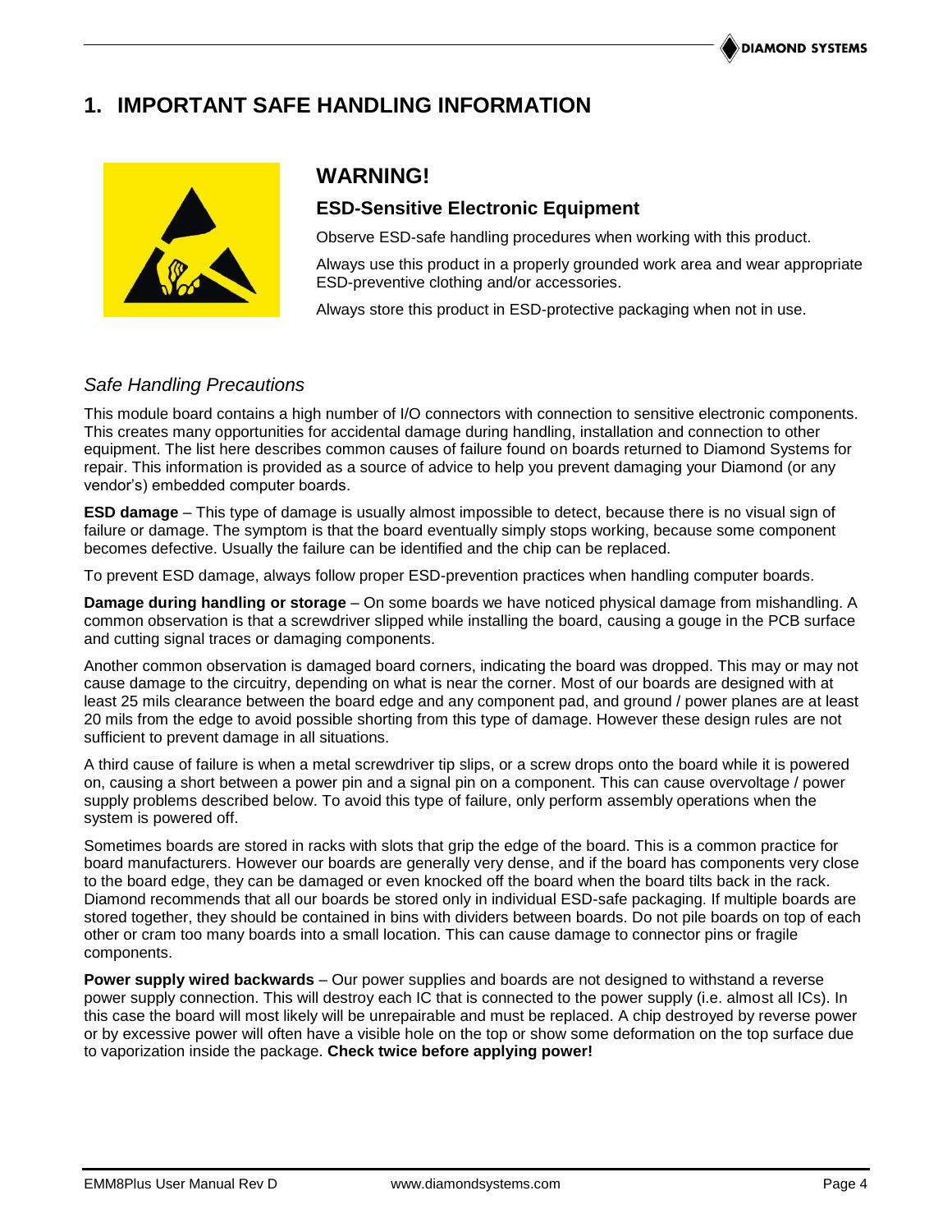# 1. IMPORTANT SAFE HANDLING INFORMATION

## WARNING!

### ESD-Sensitive Electronic Equipment

Observe ESD-safe handling procedures when working with this product.

Always use this product in a properly grounded work area and wear appropriate ESD-preventive clothing and/or accessories.

Always store this product in ESD-protective packaging when not in use.

### *Safe Handling Precautions*

This module board contains a high number of I/O connectors with connection to sensitive electronic components. This creates many opportunities for accidental damage during handling, installation and connection to other equipment. The list here describes common causes of failure found on boards returned to Diamond Systems for repair. This information is provided as a source of advice to help you prevent damaging your Diamond (or any vendor's) embedded computer boards.

**ESD damage** – This type of damage is usually almost impossible to detect, because there is no visual sign of failure or damage. The symptom is that the board eventually simply stops working, because some component becomes defective. Usually the failure can be identified and the chip can be replaced.

To prevent ESD damage, always follow proper ESD-prevention practices when handling computer boards.

**Damage during handling or storage** – On some boards we have noticed physical damage from mishandling. A common observation is that a screwdriver slipped while installing the board, causing a gouge in the PCB surface and cutting signal traces or damaging components.

Another common observation is damaged board corners, indicating the board was dropped. This may or may not cause damage to the circuitry, depending on what is near the corner. Most of our boards are designed with at least 25 mils clearance between the board edge and any component pad, and ground / power planes are at least 20 mils from the edge to avoid possible shorting from this type of damage. However these design rules are not sufficient to prevent damage in all situations.

A third cause of failure is when a metal screwdriver tip slips, or a screw drops onto the board while it is powered on, causing a short between a power pin and a signal pin on a component. This can cause overvoltage / power supply problems described below. To avoid this type of failure, only perform assembly operations when the system is powered off.

Sometimes boards are stored in racks with slots that grip the edge of the board. This is a common practice for board manufacturers. However our boards are generally very dense, and if the board has components very close to the board edge, they can be damaged or even knocked off the board when the board tilts back in the rack. Diamond recommends that all our boards be stored only in individual ESD-safe packaging. If multiple boards are stored together, they should be contained in bins with dividers between boards. Do not pile boards on top of each other or cram too many boards into a small location. This can cause damage to connector pins or fragile components.

**Power supply wired backwards** – Our power supplies and boards are not designed to withstand a reverse power supply connection. This will destroy each IC that is connected to the power supply (i.e. almost all ICs). In this case the board will most likely will be unrepairable and must be replaced. A chip destroyed by reverse power or by excessive power will often have a visible hole on the top or show some deformation on the top surface due to vaporization inside the package. **Check twice before applying power!**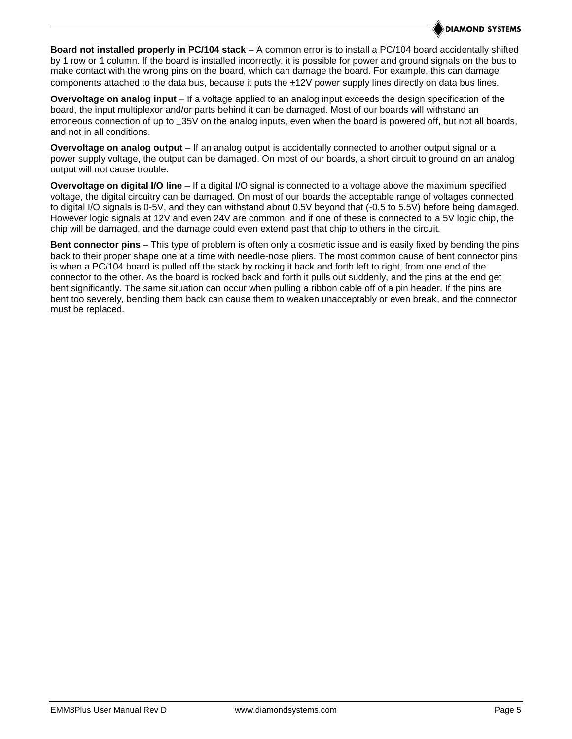**Board not installed properly in PC/104 stack** – A common error is to install a PC/104 board accidentally shifted by 1 row or 1 column. If the board is installed incorrectly, it is possible for power and ground signals on the bus to make contact with the wrong pins on the board, which can damage the board. For example, this can damage components attached to the data bus, because it puts the ±12V power supply lines directly on data bus lines.

**Overvoltage on analog input** – If a voltage applied to an analog input exceeds the design specification of the board, the input multiplexor and/or parts behind it can be damaged. Most of our boards will withstand an erroneous connection of up to ±35V on the analog inputs, even when the board is powered off, but not all boards, and not in all conditions.

**Overvoltage on analog output** – If an analog output is accidentally connected to another output signal or a power supply voltage, the output can be damaged. On most of our boards, a short circuit to ground on an analog output will not cause trouble.

**Overvoltage on digital I/O line** – If a digital I/O signal is connected to a voltage above the maximum specified voltage, the digital circuitry can be damaged. On most of our boards the acceptable range of voltages connected to digital I/O signals is 0-5V, and they can withstand about 0.5V beyond that (-0.5 to 5.5V) before being damaged. However logic signals at 12V and even 24V are common, and if one of these is connected to a 5V logic chip, the chip will be damaged, and the damage could even extend past that chip to others in the circuit.

**Bent connector pins** – This type of problem is often only a cosmetic issue and is easily fixed by bending the pins back to their proper shape one at a time with needle-nose pliers. The most common cause of bent connector pins is when a PC/104 board is pulled off the stack by rocking it back and forth left to right, from one end of the connector to the other. As the board is rocked back and forth it pulls out suddenly, and the pins at the end get bent significantly. The same situation can occur when pulling a ribbon cable off of a pin header. If the pins are bent too severely, bending them back can cause them to weaken unacceptably or even break, and the connector must be replaced.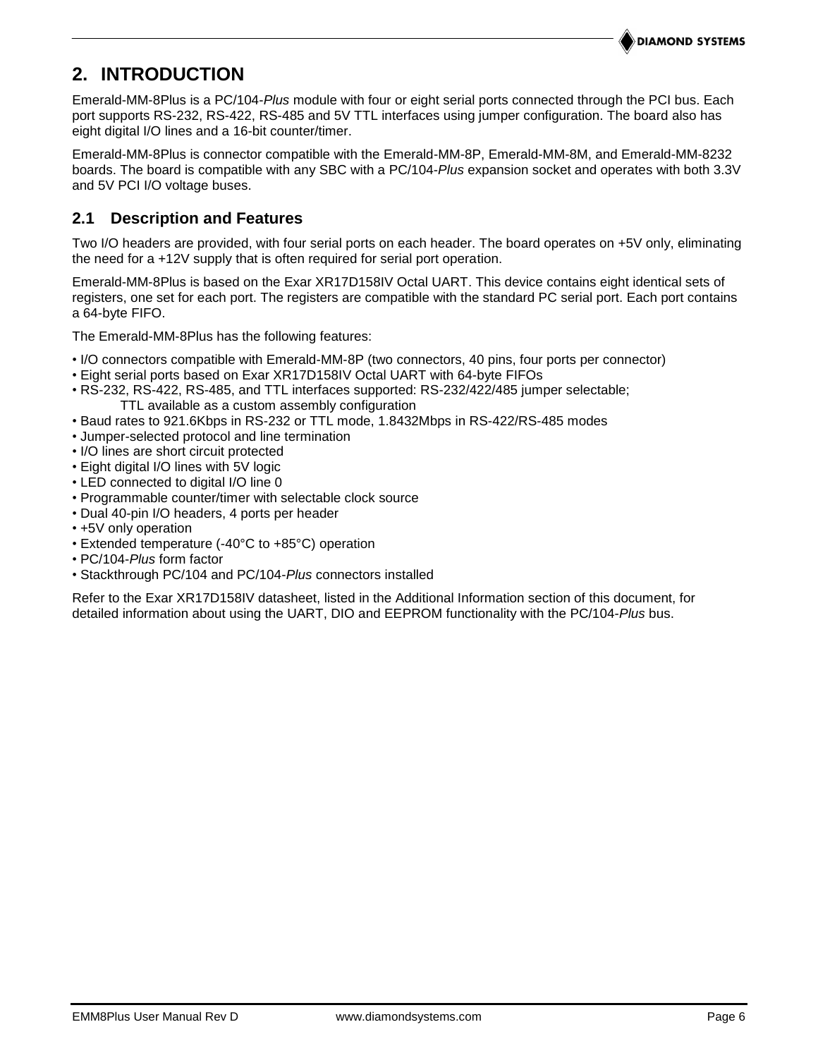# 2. INTRODUCTION

Emerald-MM-8Plus is a PC/104-*Plus* module with four or eight serial ports connected through the PCI bus. Each port supports RS-232, RS-422, RS-485 and 5V TTL interfaces using jumper configuration. The board also has eight digital I/O lines and a 16-bit counter/timer.

Emerald-MM-8Plus is connector compatible with the Emerald-MM-8P, Emerald-MM-8M, and Emerald-MM-8232 boards. The board is compatible with any SBC with a PC/104-*Plus* expansion socket and operates with both 3.3V and 5V PCI I/O voltage buses.

## 2.1 Description and Features

Two I/O headers are provided, with four serial ports on each header. The board operates on +5V only, eliminating the need for a +12V supply that is often required for serial port operation.

Emerald-MM-8Plus is based on the Exar XR17D158IV Octal UART. This device contains eight identical sets of registers, one set for each port. The registers are compatible with the standard PC serial port. Each port contains a 64-byte FIFO.

The Emerald-MM-8Plus has the following features:

- I/O connectors compatible with Emerald-MM-8P (two connectors, 40 pins, four ports per connector)
- Eight serial ports based on Exar XR17D158IV Octal UART with 64-byte FIFOs
- RS-232, RS-422, RS-485, and TTL interfaces supported: RS-232/422/485 jumper selectable;
  TTL available as a custom assembly configuration
- Baud rates to 921.6Kbps in RS-232 or TTL mode, 1.8432Mbps in RS-422/RS-485 modes
- Jumper-selected protocol and line termination
- I/O lines are short circuit protected
- Eight digital I/O lines with 5V logic
- LED connected to digital I/O line 0
- Programmable counter/timer with selectable clock source
- Dual 40-pin I/O headers, 4 ports per header
- +5V only operation
- Extended temperature (-40°C to +85°C) operation
- PC/104-*Plus* form factor
- Stackthrough PC/104 and PC/104-*Plus* connectors installed

Refer to the Exar XR17D158IV datasheet, listed in the Additional Information section of this document, for detailed information about using the UART, DIO and EEPROM functionality with the PC/104-*Plus* bus.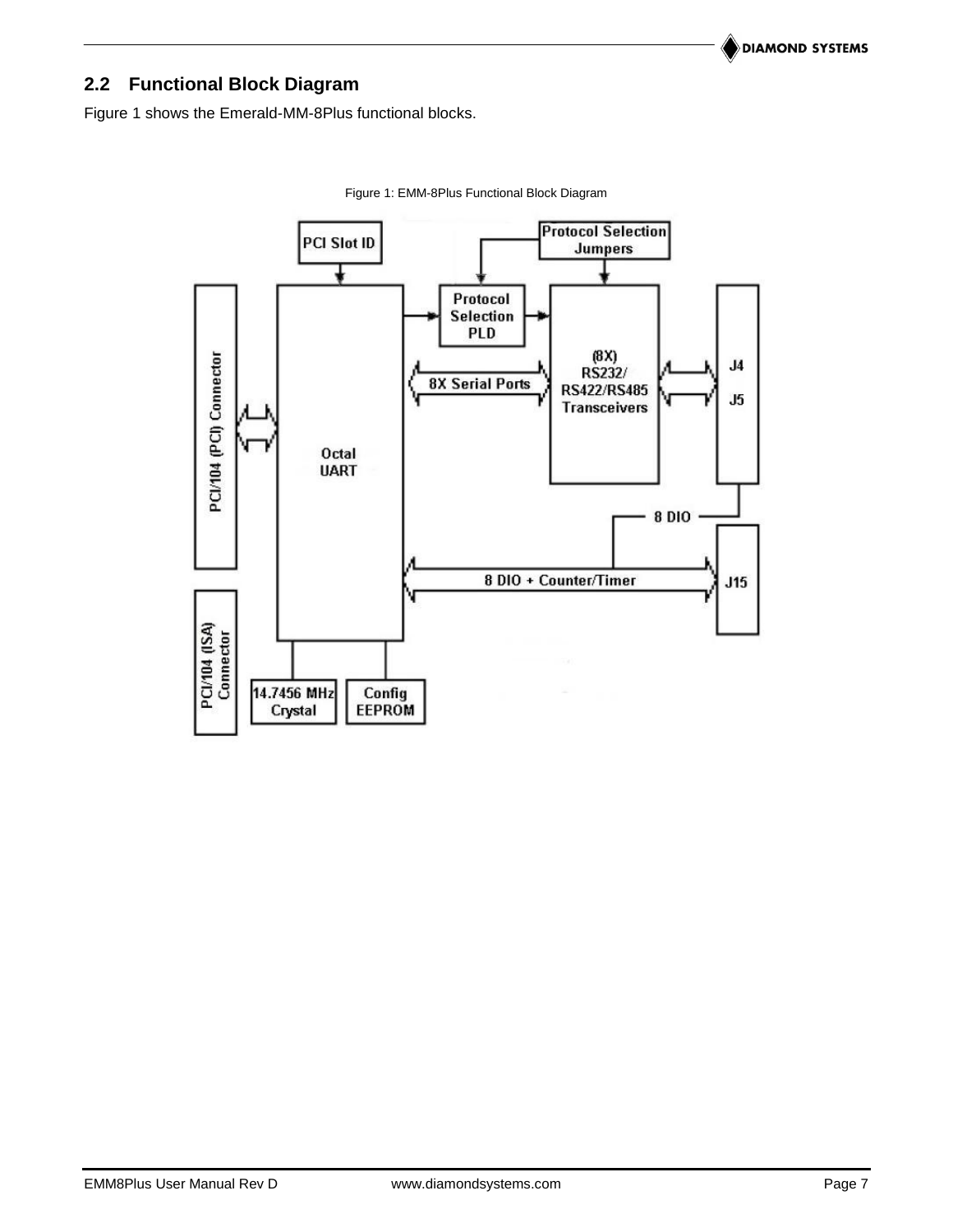## 2.2 Functional Block Diagram

Figure 1 shows the Emerald-MM-8Plus functional blocks.

Figure 1: EMM-8Plus Functional Block Diagram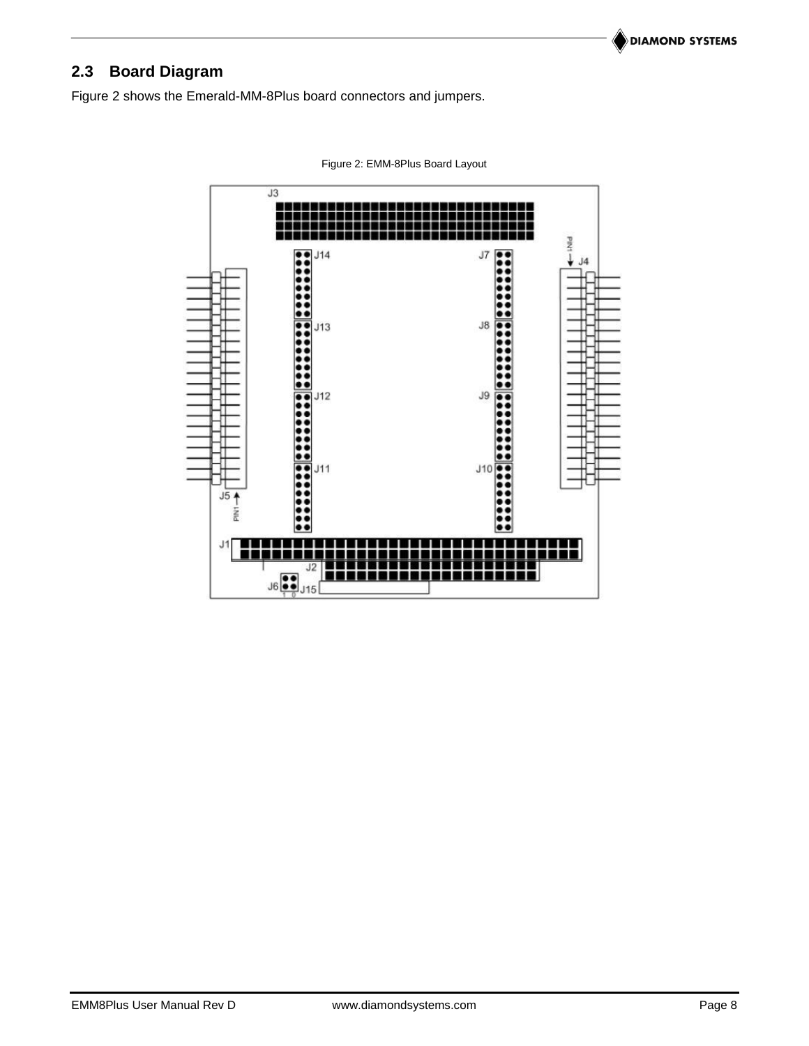## 2.3 Board Diagram

Figure 2 shows the Emerald-MM-8Plus board connectors and jumpers.

Figure 2: EMM-8Plus Board Layout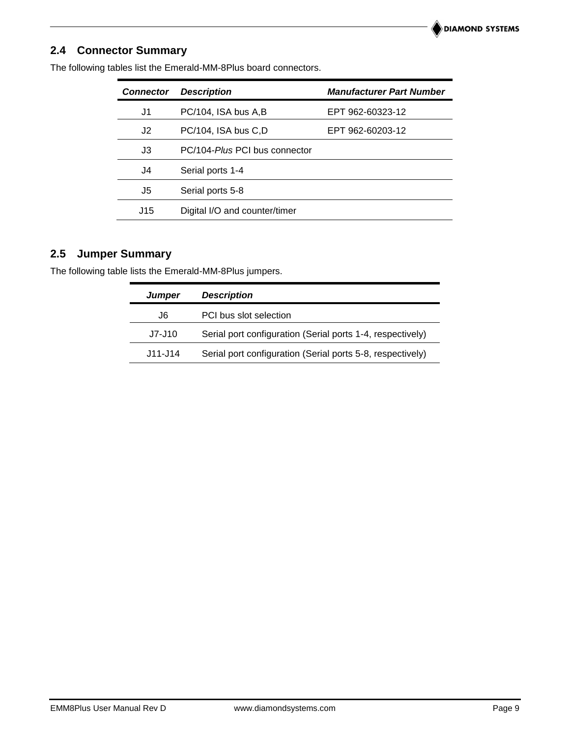## 2.4 Connector Summary

The following tables list the Emerald-MM-8Plus board connectors.

| *Connector* | *Description* | *Manufacturer Part Number* |
|---|---|---|
| J1 | PC/104, ISA bus A,B | EPT 962-60323-12 |
| J2 | PC/104, ISA bus C,D | EPT 962-60203-12 |
| J3 | PC/104-*Plus* PCI bus connector | |
| J4 | Serial ports 1-4 | |
| J5 | Serial ports 5-8 | |
| J15 | Digital I/O and counter/timer | |

## 2.5 Jumper Summary

The following table lists the Emerald-MM-8Plus jumpers.

| *Jumper* | *Description* |
|---|---|
| J6 | PCI bus slot selection |
| J7-J10 | Serial port configuration (Serial ports 1-4, respectively) |
| J11-J14 | Serial port configuration (Serial ports 5-8, respectively) |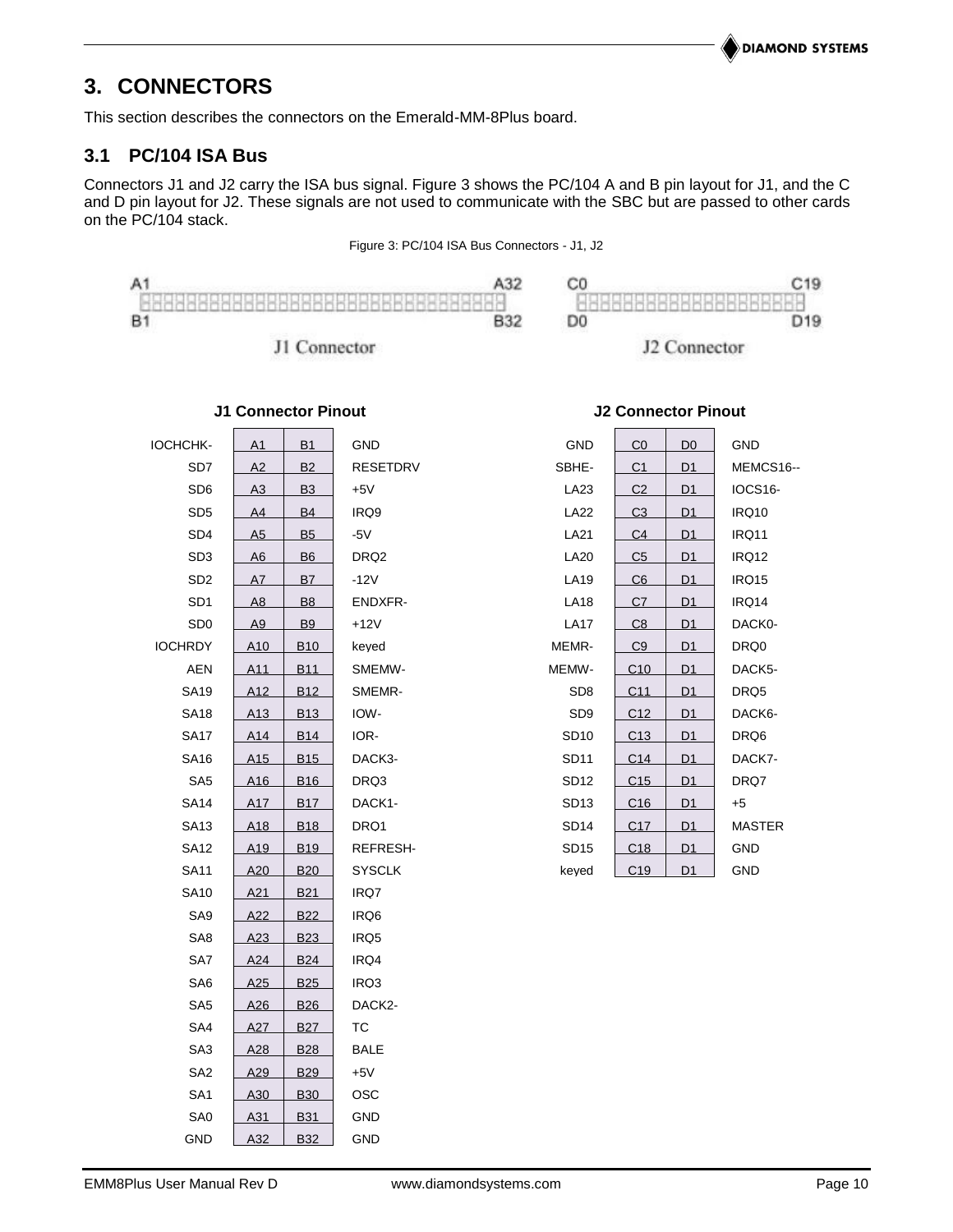# 3. CONNECTORS

This section describes the connectors on the Emerald-MM-8Plus board.

## 3.1 PC/104 ISA Bus

Connectors J1 and J2 carry the ISA bus signal. Figure 3 shows the PC/104 A and B pin layout for J1, and the C and D pin layout for J2. These signals are not used to communicate with the SBC but are passed to other cards on the PC/104 stack.

Figure 3: PC/104 ISA Bus Connectors - J1, J2

A1 A32 B1 B32 J1 Connector

C0 C19 D0 D19 J2 Connector

**J1 Connector Pinout**

| Signal | Pin A | Pin B | Signal |
|---|---|---|---|
| IOCHCHK- | A1 | B1 | GND |
| SD7 | A2 | B2 | RESETDRV |
| SD6 | A3 | B3 | +5V |
| SD5 | A4 | B4 | IRQ9 |
| SD4 | A5 | B5 | -5V |
| SD3 | A6 | B6 | DRQ2 |
| SD2 | A7 | B7 | -12V |
| SD1 | A8 | B8 | ENDXFR- |
| SD0 | A9 | B9 | +12V |
| IOCHRDY | A10 | B10 | keyed |
| AEN | A11 | B11 | SMEMW- |
| SA19 | A12 | B12 | SMEMR- |
| SA18 | A13 | B13 | IOW- |
| SA17 | A14 | B14 | IOR- |
| SA16 | A15 | B15 | DACK3- |
| SA5 | A16 | B16 | DRQ3 |
| SA14 | A17 | B17 | DACK1- |
| SA13 | A18 | B18 | DRQ1 |
| SA12 | A19 | B19 | REFRESH- |
| SA11 | A20 | B20 | SYSCLK |
| SA10 | A21 | B21 | IRQ7 |
| SA9 | A22 | B22 | IRQ6 |
| SA8 | A23 | B23 | IRQ5 |
| SA7 | A24 | B24 | IRQ4 |
| SA6 | A25 | B25 | IRQ3 |
| SA5 | A26 | B26 | DACK2- |
| SA4 | A27 | B27 | TC |
| SA3 | A28 | B28 | BALE |
| SA2 | A29 | B29 | +5V |
| SA1 | A30 | B30 | OSC |
| SA0 | A31 | B31 | GND |
| GND | A32 | B32 | GND |

**J2 Connector Pinout**

| Signal | Pin C | Pin D | Signal |
|---|---|---|---|
| GND | C0 | D0 | GND |
| SBHE- | C1 | D1 | MEMCS16-- |
| LA23 | C2 | D1 | IOCS16- |
| LA22 | C3 | D1 | IRQ10 |
| LA21 | C4 | D1 | IRQ11 |
| LA20 | C5 | D1 | IRQ12 |
| LA19 | C6 | D1 | IRQ15 |
| LA18 | C7 | D1 | IRQ14 |
| LA17 | C8 | D1 | DACK0- |
| MEMR- | C9 | D1 | DRQ0 |
| MEMW- | C10 | D1 | DACK5- |
| SD8 | C11 | D1 | DRQ5 |
| SD9 | C12 | D1 | DACK6- |
| SD10 | C13 | D1 | DRQ6 |
| SD11 | C14 | D1 | DACK7- |
| SD12 | C15 | D1 | DRQ7 |
| SD13 | C16 | D1 | +5 |
| SD14 | C17 | D1 | MASTER |
| SD15 | C18 | D1 | GND |
| keyed | C19 | D1 | GND |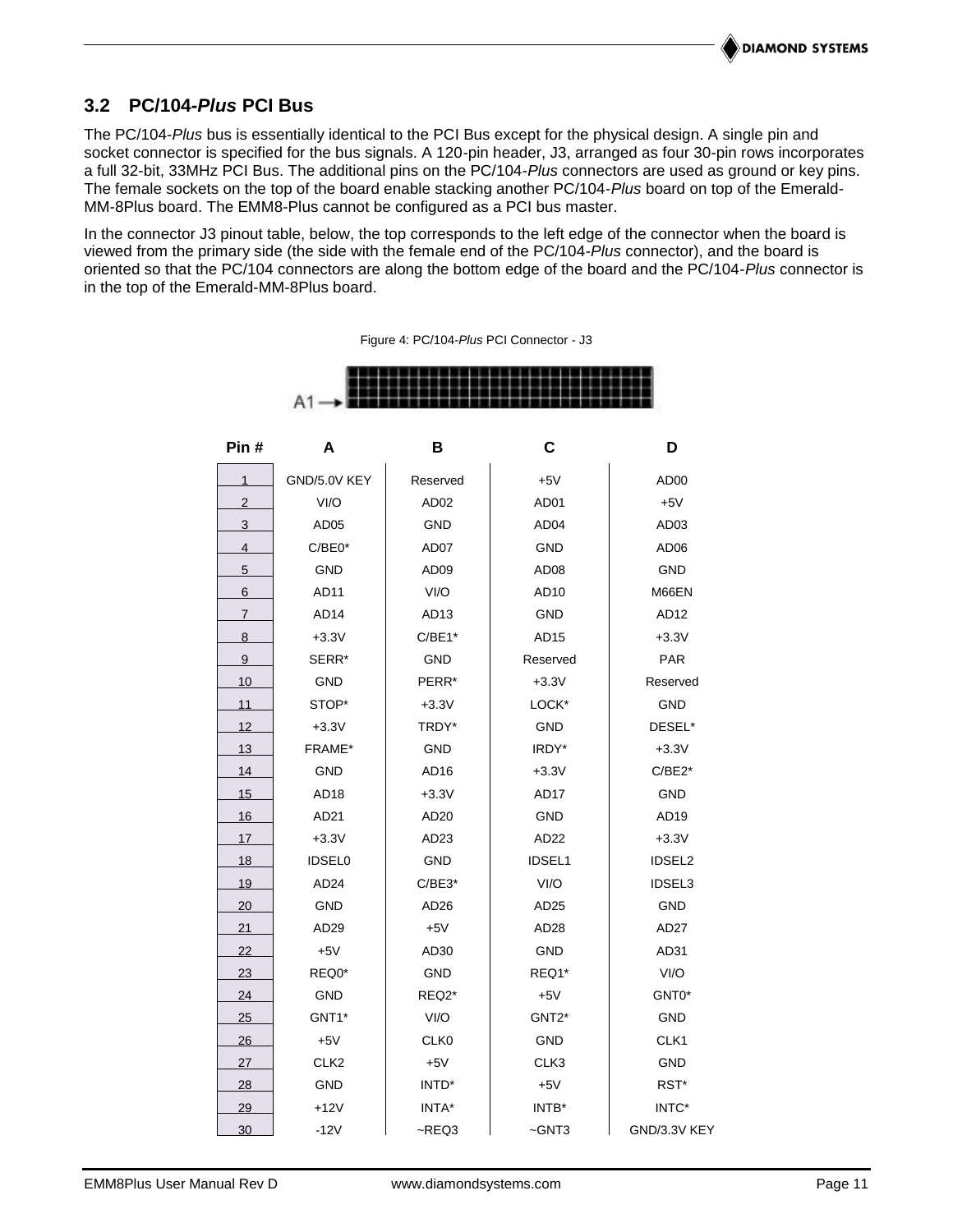## 3.2 PC/104-*Plus* PCI Bus

The PC/104-*Plus* bus is essentially identical to the PCI Bus except for the physical design. A single pin and socket connector is specified for the bus signals. A 120-pin header, J3, arranged as four 30-pin rows incorporates a full 32-bit, 33MHz PCI Bus. The additional pins on the PC/104-*Plus* connectors are used as ground or key pins. The female sockets on the top of the board enable stacking another PC/104-*Plus* board on top of the Emerald-MM-8Plus board. The EMM8-Plus cannot be configured as a PCI bus master.

In the connector J3 pinout table, below, the top corresponds to the left edge of the connector when the board is viewed from the primary side (the side with the female end of the PC/104-*Plus* connector), and the board is oriented so that the PC/104 connectors are along the bottom edge of the board and the PC/104-*Plus* connector is in the top of the Emerald-MM-8Plus board.

Figure 4: PC/104-*Plus* PCI Connector - J3

A1 →

| Pin # | A | B | C | D |
|---|---|---|---|---|
| 1 | GND/5.0V KEY | Reserved | +5V | AD00 |
| 2 | VI/O | AD02 | AD01 | +5V |
| 3 | AD05 | GND | AD04 | AD03 |
| 4 | C/BE0* | AD07 | GND | AD06 |
| 5 | GND | AD09 | AD08 | GND |
| 6 | AD11 | VI/O | AD10 | M66EN |
| 7 | AD14 | AD13 | GND | AD12 |
| 8 | +3.3V | C/BE1* | AD15 | +3.3V |
| 9 | SERR* | GND | Reserved | PAR |
| 10 | GND | PERR* | +3.3V | Reserved |
| 11 | STOP* | +3.3V | LOCK* | GND |
| 12 | +3.3V | TRDY* | GND | DESEL* |
| 13 | FRAME* | GND | IRDY* | +3.3V |
| 14 | GND | AD16 | +3.3V | C/BE2* |
| 15 | AD18 | +3.3V | AD17 | GND |
| 16 | AD21 | AD20 | GND | AD19 |
| 17 | +3.3V | AD23 | AD22 | +3.3V |
| 18 | IDSEL0 | GND | IDSEL1 | IDSEL2 |
| 19 | AD24 | C/BE3* | VI/O | IDSEL3 |
| 20 | GND | AD26 | AD25 | GND |
| 21 | AD29 | +5V | AD28 | AD27 |
| 22 | +5V | AD30 | GND | AD31 |
| 23 | REQ0* | GND | REQ1* | VI/O |
| 24 | GND | REQ2* | +5V | GNT0* |
| 25 | GNT1* | VI/O | GNT2* | GND |
| 26 | +5V | CLK0 | GND | CLK1 |
| 27 | CLK2 | +5V | CLK3 | GND |
| 28 | GND | INTD* | +5V | RST* |
| 29 | +12V | INTA* | INTB* | INTC* |
| 30 | -12V | ~REQ3 | ~GNT3 | GND/3.3V KEY |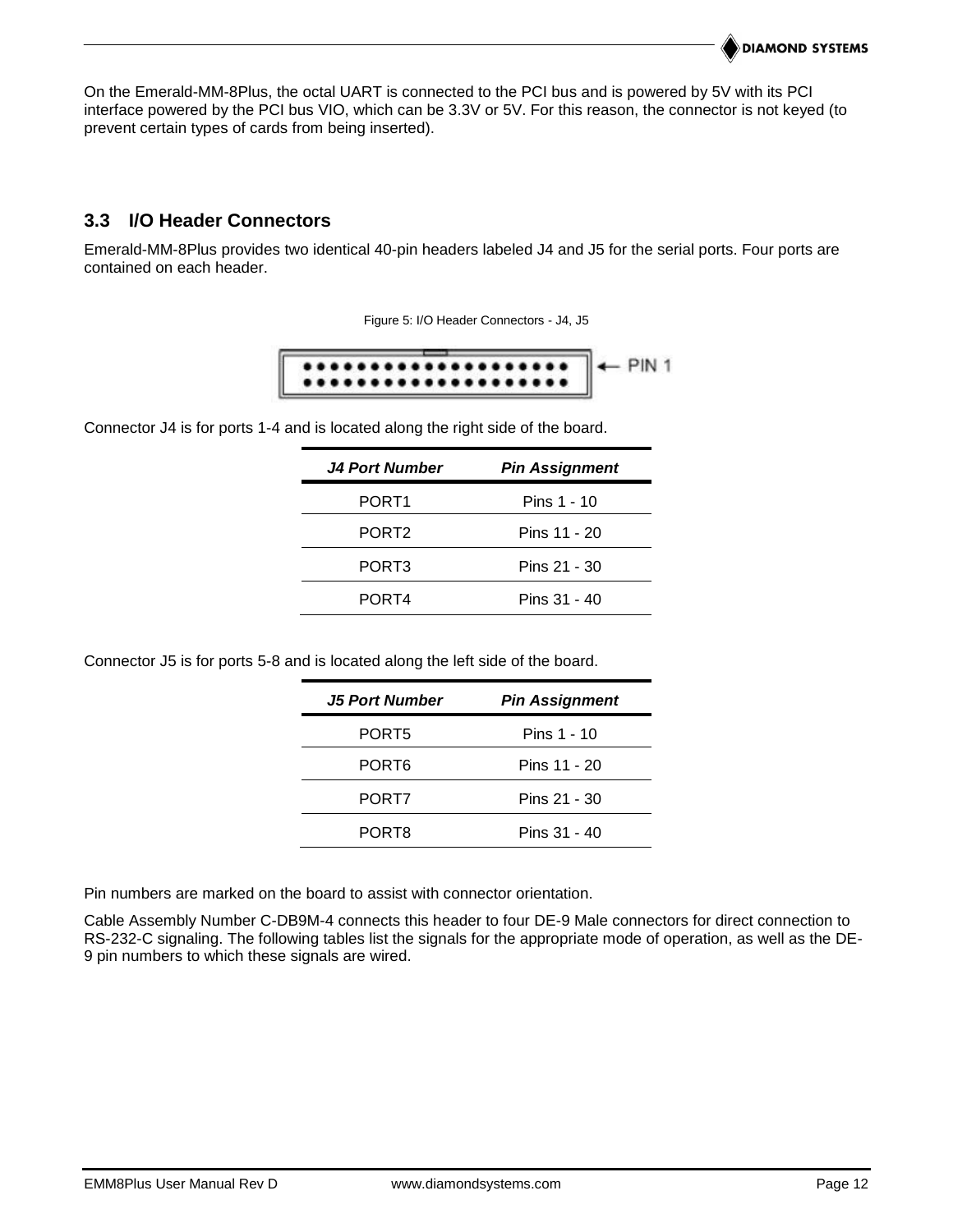On the Emerald-MM-8Plus, the octal UART is connected to the PCI bus and is powered by 5V with its PCI interface powered by the PCI bus VIO, which can be 3.3V or 5V. For this reason, the connector is not keyed (to prevent certain types of cards from being inserted).

## 3.3 I/O Header Connectors

Emerald-MM-8Plus provides two identical 40-pin headers labeled J4 and J5 for the serial ports. Four ports are contained on each header.

Figure 5: I/O Header Connectors - J4, J5

Connector J4 is for ports 1-4 and is located along the right side of the board.

| *J4 Port Number* | *Pin Assignment* |
|---|---|
| PORT1 | Pins 1 - 10 |
| PORT2 | Pins 11 - 20 |
| PORT3 | Pins 21 - 30 |
| PORT4 | Pins 31 - 40 |

Connector J5 is for ports 5-8 and is located along the left side of the board.

| *J5 Port Number* | *Pin Assignment* |
|---|---|
| PORT5 | Pins 1 - 10 |
| PORT6 | Pins 11 - 20 |
| PORT7 | Pins 21 - 30 |
| PORT8 | Pins 31 - 40 |

Pin numbers are marked on the board to assist with connector orientation.

Cable Assembly Number C-DB9M-4 connects this header to four DE-9 Male connectors for direct connection to RS-232-C signaling. The following tables list the signals for the appropriate mode of operation, as well as the DE-9 pin numbers to which these signals are wired.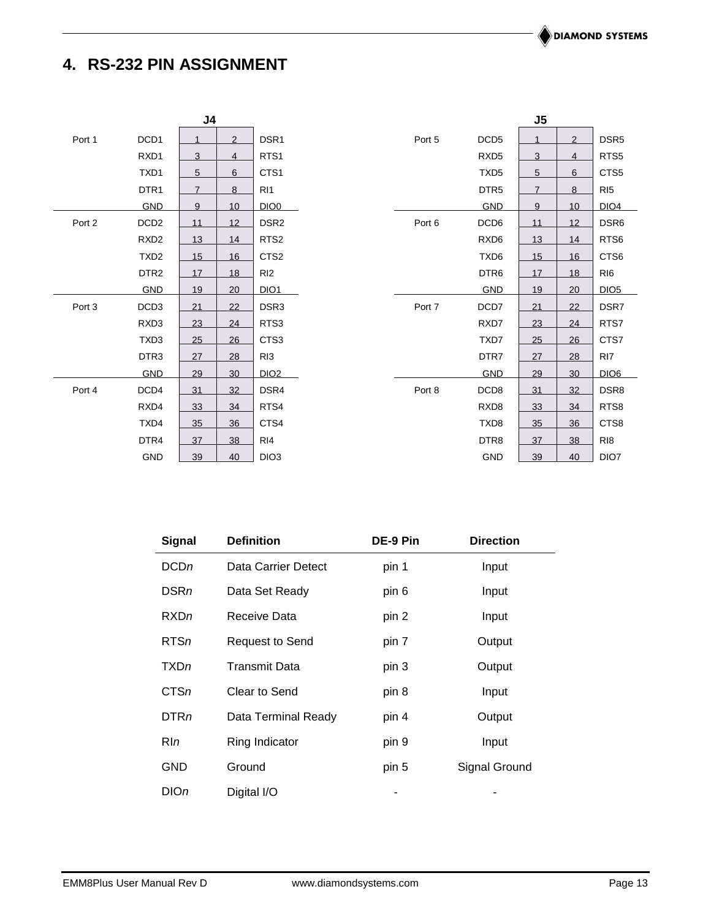# 4. RS-232 PIN ASSIGNMENT

**J4**

| Port | Signal | Pin | Pin | Signal |
|---|---|---|---|---|
| Port 1 | DCD1 | 1 | 2 | DSR1 |
| | RXD1 | 3 | 4 | RTS1 |
| | TXD1 | 5 | 6 | CTS1 |
| | DTR1 | 7 | 8 | RI1 |
| | GND | 9 | 10 | DIO0 |
| Port 2 | DCD2 | 11 | 12 | DSR2 |
| | RXD2 | 13 | 14 | RTS2 |
| | TXD2 | 15 | 16 | CTS2 |
| | DTR2 | 17 | 18 | RI2 |
| | GND | 19 | 20 | DIO1 |
| Port 3 | DCD3 | 21 | 22 | DSR3 |
| | RXD3 | 23 | 24 | RTS3 |
| | TXD3 | 25 | 26 | CTS3 |
| | DTR3 | 27 | 28 | RI3 |
| | GND | 29 | 30 | DIO2 |
| Port 4 | DCD4 | 31 | 32 | DSR4 |
| | RXD4 | 33 | 34 | RTS4 |
| | TXD4 | 35 | 36 | CTS4 |
| | DTR4 | 37 | 38 | RI4 |
| | GND | 39 | 40 | DIO3 |

**J5**

| Port | Signal | Pin | Pin | Signal |
|---|---|---|---|---|
| Port 5 | DCD5 | 1 | 2 | DSR5 |
| | RXD5 | 3 | 4 | RTS5 |
| | TXD5 | 5 | 6 | CTS5 |
| | DTR5 | 7 | 8 | RI5 |
| | GND | 9 | 10 | DIO4 |
| Port 6 | DCD6 | 11 | 12 | DSR6 |
| | RXD6 | 13 | 14 | RTS6 |
| | TXD6 | 15 | 16 | CTS6 |
| | DTR6 | 17 | 18 | RI6 |
| | GND | 19 | 20 | DIO5 |
| Port 7 | DCD7 | 21 | 22 | DSR7 |
| | RXD7 | 23 | 24 | RTS7 |
| | TXD7 | 25 | 26 | CTS7 |
| | DTR7 | 27 | 28 | RI7 |
| | GND | 29 | 30 | DIO6 |
| Port 8 | DCD8 | 31 | 32 | DSR8 |
| | RXD8 | 33 | 34 | RTS8 |
| | TXD8 | 35 | 36 | CTS8 |
| | DTR8 | 37 | 38 | RI8 |
| | GND | 39 | 40 | DIO7 |

| Signal | Definition | DE-9 Pin | Direction |
|---|---|---|---|
| DCD*n* | Data Carrier Detect | pin 1 | Input |
| DSR*n* | Data Set Ready | pin 6 | Input |
| RXD*n* | Receive Data | pin 2 | Input |
| RTS*n* | Request to Send | pin 7 | Output |
| TXD*n* | Transmit Data | pin 3 | Output |
| CTS*n* | Clear to Send | pin 8 | Input |
| DTR*n* | Data Terminal Ready | pin 4 | Output |
| RI*n* | Ring Indicator | pin 9 | Input |
| GND | Ground | pin 5 | Signal Ground |
| DIO*n* | Digital I/O | - | - |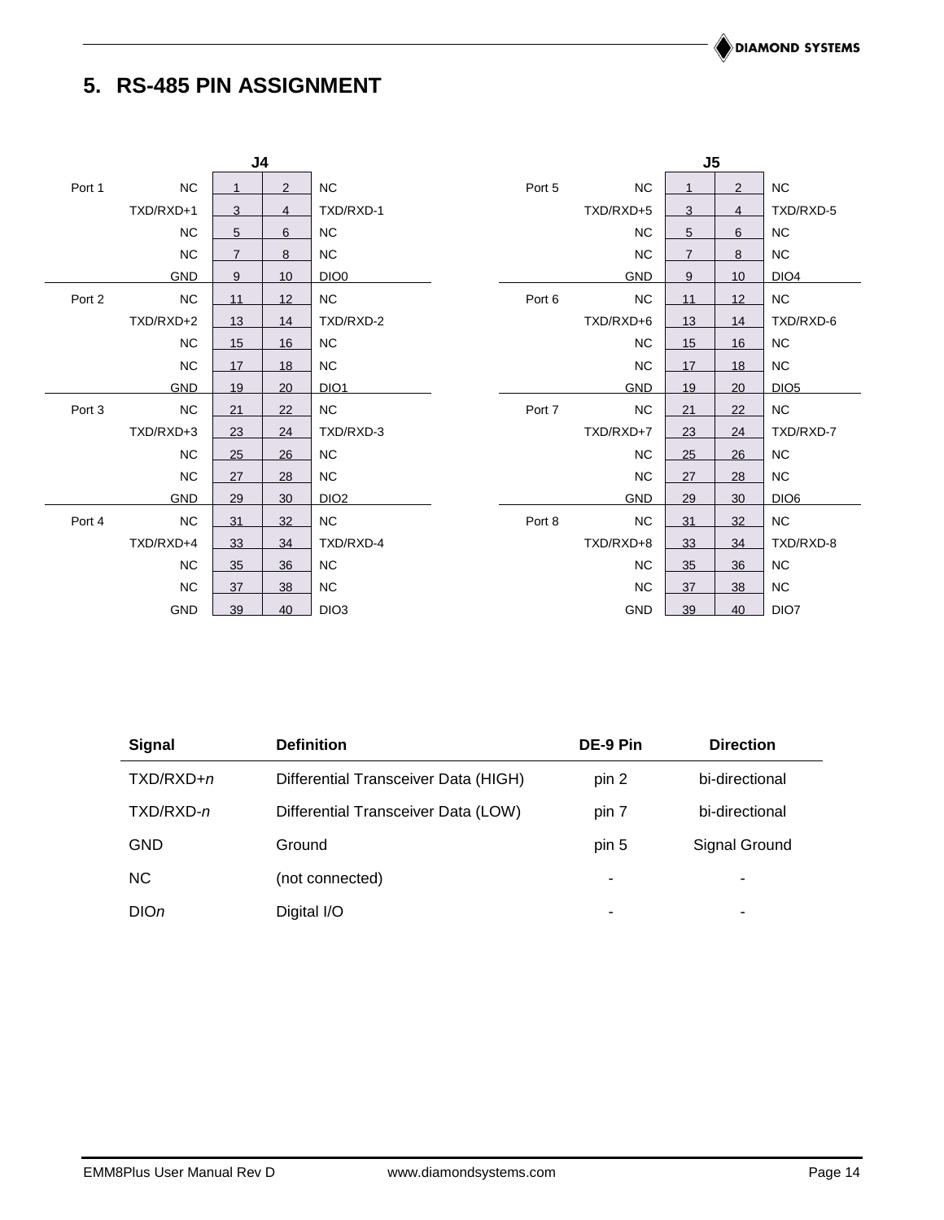## 5. RS-485 PIN ASSIGNMENT

**J4**

| Port | Signal | Pin | Pin | Signal |
|---|---|---|---|---|
| Port 1 | NC | 1 | 2 | NC |
| | TXD/RXD+1 | 3 | 4 | TXD/RXD-1 |
| | NC | 5 | 6 | NC |
| | NC | 7 | 8 | NC |
| | GND | 9 | 10 | DIO0 |
| Port 2 | NC | 11 | 12 | NC |
| | TXD/RXD+2 | 13 | 14 | TXD/RXD-2 |
| | NC | 15 | 16 | NC |
| | NC | 17 | 18 | NC |
| | GND | 19 | 20 | DIO1 |
| Port 3 | NC | 21 | 22 | NC |
| | TXD/RXD+3 | 23 | 24 | TXD/RXD-3 |
| | NC | 25 | 26 | NC |
| | NC | 27 | 28 | NC |
| | GND | 29 | 30 | DIO2 |
| Port 4 | NC | 31 | 32 | NC |
| | TXD/RXD+4 | 33 | 34 | TXD/RXD-4 |
| | NC | 35 | 36 | NC |
| | NC | 37 | 38 | NC |
| | GND | 39 | 40 | DIO3 |

**J5**

| Port | Signal | Pin | Pin | Signal |
|---|---|---|---|---|
| Port 5 | NC | 1 | 2 | NC |
| | TXD/RXD+5 | 3 | 4 | TXD/RXD-5 |
| | NC | 5 | 6 | NC |
| | NC | 7 | 8 | NC |
| | GND | 9 | 10 | DIO4 |
| Port 6 | NC | 11 | 12 | NC |
| | TXD/RXD+6 | 13 | 14 | TXD/RXD-6 |
| | NC | 15 | 16 | NC |
| | NC | 17 | 18 | NC |
| | GND | 19 | 20 | DIO5 |
| Port 7 | NC | 21 | 22 | NC |
| | TXD/RXD+7 | 23 | 24 | TXD/RXD-7 |
| | NC | 25 | 26 | NC |
| | NC | 27 | 28 | NC |
| | GND | 29 | 30 | DIO6 |
| Port 8 | NC | 31 | 32 | NC |
| | TXD/RXD+8 | 33 | 34 | TXD/RXD-8 |
| | NC | 35 | 36 | NC |
| | NC | 37 | 38 | NC |
| | GND | 39 | 40 | DIO7 |

| Signal | Definition | DE-9 Pin | Direction |
|---|---|---|---|
| TXD/RXD+*n* | Differential Transceiver Data (HIGH) | pin 2 | bi-directional |
| TXD/RXD-*n* | Differential Transceiver Data (LOW) | pin 7 | bi-directional |
| GND | Ground | pin 5 | Signal Ground |
| NC | (not connected) | - | - |
| DIO*n* | Digital I/O | - | - |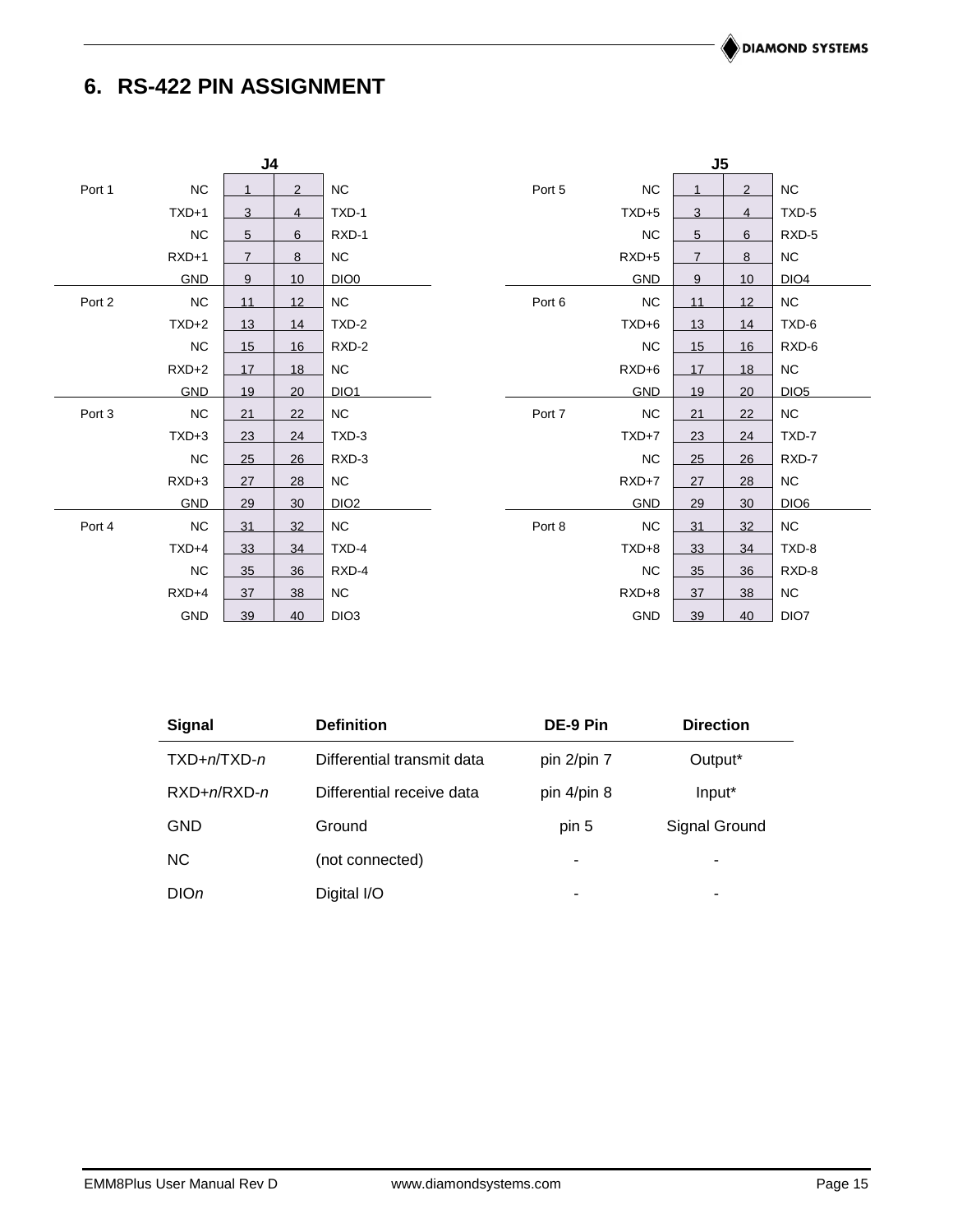# 6. RS-422 PIN ASSIGNMENT

**J4**

| Port | Signal | Pin | Pin | Signal |
|---|---|---|---|---|
| Port 1 | NC | 1 | 2 | NC |
| | TXD+1 | 3 | 4 | TXD-1 |
| | NC | 5 | 6 | RXD-1 |
| | RXD+1 | 7 | 8 | NC |
| | GND | 9 | 10 | DIO0 |
| Port 2 | NC | 11 | 12 | NC |
| | TXD+2 | 13 | 14 | TXD-2 |
| | NC | 15 | 16 | RXD-2 |
| | RXD+2 | 17 | 18 | NC |
| | GND | 19 | 20 | DIO1 |
| Port 3 | NC | 21 | 22 | NC |
| | TXD+3 | 23 | 24 | TXD-3 |
| | NC | 25 | 26 | RXD-3 |
| | RXD+3 | 27 | 28 | NC |
| | GND | 29 | 30 | DIO2 |
| Port 4 | NC | 31 | 32 | NC |
| | TXD+4 | 33 | 34 | TXD-4 |
| | NC | 35 | 36 | RXD-4 |
| | RXD+4 | 37 | 38 | NC |
| | GND | 39 | 40 | DIO3 |

**J5**

| Port | Signal | Pin | Pin | Signal |
|---|---|---|---|---|
| Port 5 | NC | 1 | 2 | NC |
| | TXD+5 | 3 | 4 | TXD-5 |
| | NC | 5 | 6 | RXD-5 |
| | RXD+5 | 7 | 8 | NC |
| | GND | 9 | 10 | DIO4 |
| Port 6 | NC | 11 | 12 | NC |
| | TXD+6 | 13 | 14 | TXD-6 |
| | NC | 15 | 16 | RXD-6 |
| | RXD+6 | 17 | 18 | NC |
| | GND | 19 | 20 | DIO5 |
| Port 7 | NC | 21 | 22 | NC |
| | TXD+7 | 23 | 24 | TXD-7 |
| | NC | 25 | 26 | RXD-7 |
| | RXD+7 | 27 | 28 | NC |
| | GND | 29 | 30 | DIO6 |
| Port 8 | NC | 31 | 32 | NC |
| | TXD+8 | 33 | 34 | TXD-8 |
| | NC | 35 | 36 | RXD-8 |
| | RXD+8 | 37 | 38 | NC |
| | GND | 39 | 40 | DIO7 |

| Signal | Definition | DE-9 Pin | Direction |
|---|---|---|---|
| TXD+*n*/TXD-*n* | Differential transmit data | pin 2/pin 7 | Output* |
| RXD+*n*/RXD-*n* | Differential receive data | pin 4/pin 8 | Input* |
| GND | Ground | pin 5 | Signal Ground |
| NC | (not connected) | - | - |
| DIO*n* | Digital I/O | - | - |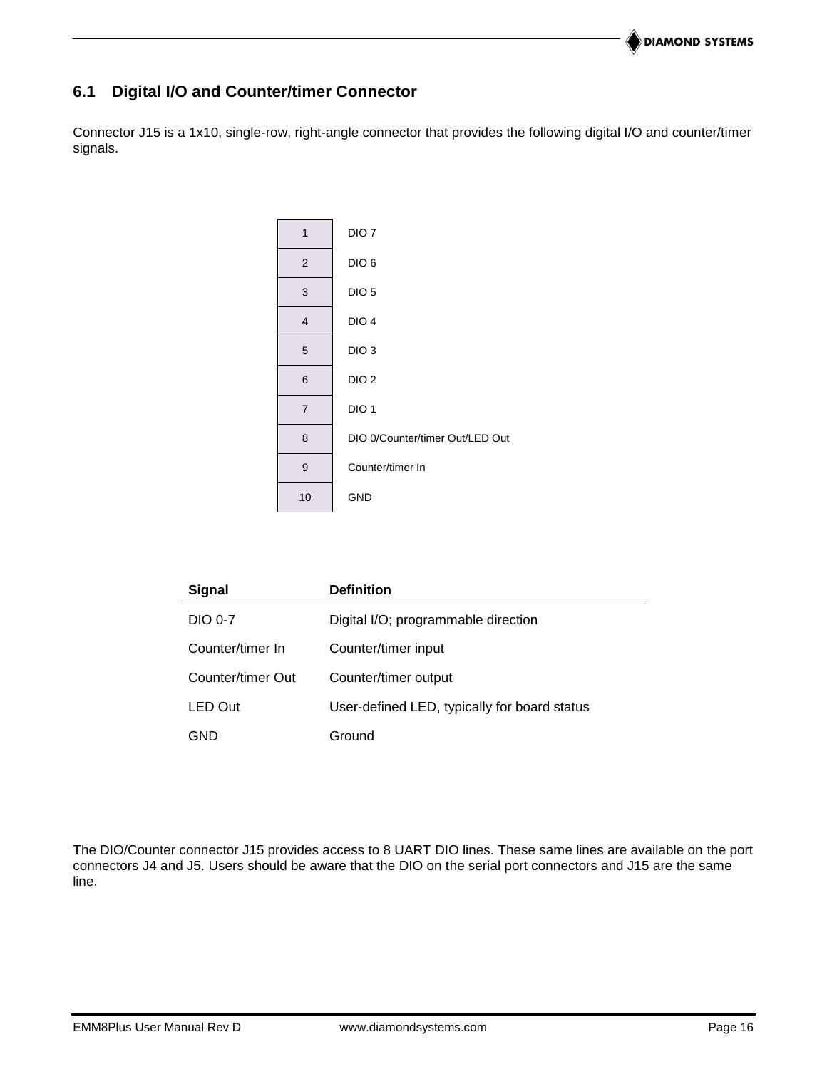## 6.1 Digital I/O and Counter/timer Connector

Connector J15 is a 1x10, single-row, right-angle connector that provides the following digital I/O and counter/timer signals.

| Pin | Signal |
|---|---|
| 1 | DIO 7 |
| 2 | DIO 6 |
| 3 | DIO 5 |
| 4 | DIO 4 |
| 5 | DIO 3 |
| 6 | DIO 2 |
| 7 | DIO 1 |
| 8 | DIO 0/Counter/timer Out/LED Out |
| 9 | Counter/timer In |
| 10 | GND |

| Signal | Definition |
|---|---|
| DIO 0-7 | Digital I/O; programmable direction |
| Counter/timer In | Counter/timer input |
| Counter/timer Out | Counter/timer output |
| LED Out | User-defined LED, typically for board status |
| GND | Ground |

The DIO/Counter connector J15 provides access to 8 UART DIO lines. These same lines are available on the port connectors J4 and J5. Users should be aware that the DIO on the serial port connectors and J15 are the same line.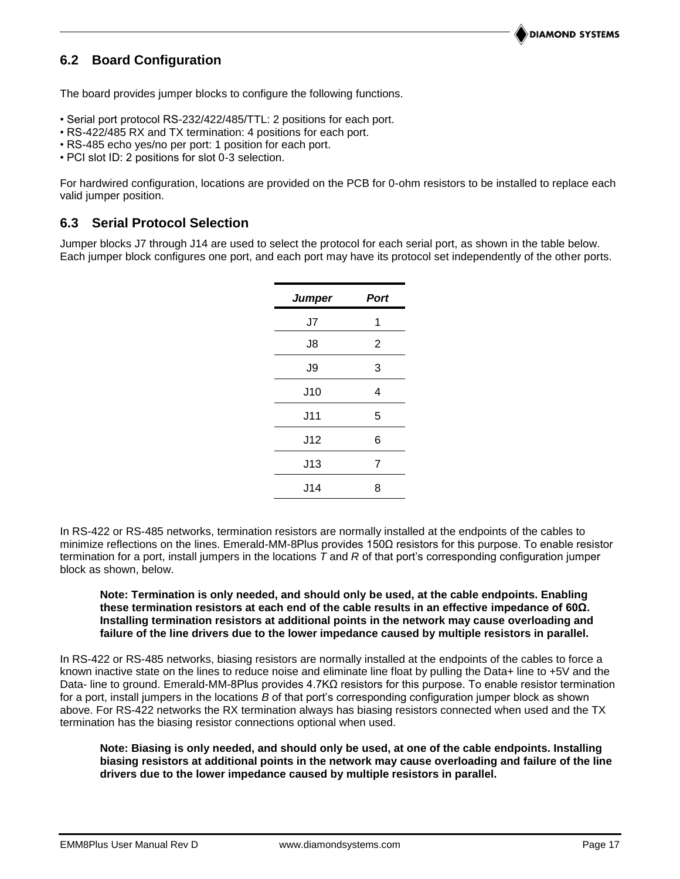## 6.2 Board Configuration

The board provides jumper blocks to configure the following functions.

• Serial port protocol RS-232/422/485/TTL: 2 positions for each port.
• RS-422/485 RX and TX termination: 4 positions for each port.
• RS-485 echo yes/no per port: 1 position for each port.
• PCI slot ID: 2 positions for slot 0-3 selection.

For hardwired configuration, locations are provided on the PCB for 0-ohm resistors to be installed to replace each valid jumper position.

## 6.3 Serial Protocol Selection

Jumper blocks J7 through J14 are used to select the protocol for each serial port, as shown in the table below. Each jumper block configures one port, and each port may have its protocol set independently of the other ports.

| *Jumper* | *Port* |
|---|---|
| J7 | 1 |
| J8 | 2 |
| J9 | 3 |
| J10 | 4 |
| J11 | 5 |
| J12 | 6 |
| J13 | 7 |
| J14 | 8 |

In RS-422 or RS-485 networks, termination resistors are normally installed at the endpoints of the cables to minimize reflections on the lines. Emerald-MM-8Plus provides 150Ω resistors for this purpose. To enable resistor termination for a port, install jumpers in the locations *T* and *R* of that port's corresponding configuration jumper block as shown, below.

> **Note: Termination is only needed, and should only be used, at the cable endpoints. Enabling these termination resistors at each end of the cable results in an effective impedance of 60Ω. Installing termination resistors at additional points in the network may cause overloading and failure of the line drivers due to the lower impedance caused by multiple resistors in parallel.**

In RS-422 or RS-485 networks, biasing resistors are normally installed at the endpoints of the cables to force a known inactive state on the lines to reduce noise and eliminate line float by pulling the Data+ line to +5V and the Data- line to ground. Emerald-MM-8Plus provides 4.7KΩ resistors for this purpose. To enable resistor termination for a port, install jumpers in the locations *B* of that port's corresponding configuration jumper block as shown above. For RS-422 networks the RX termination always has biasing resistors connected when used and the TX termination has the biasing resistor connections optional when used.

> **Note: Biasing is only needed, and should only be used, at one of the cable endpoints. Installing biasing resistors at additional points in the network may cause overloading and failure of the line drivers due to the lower impedance caused by multiple resistors in parallel.**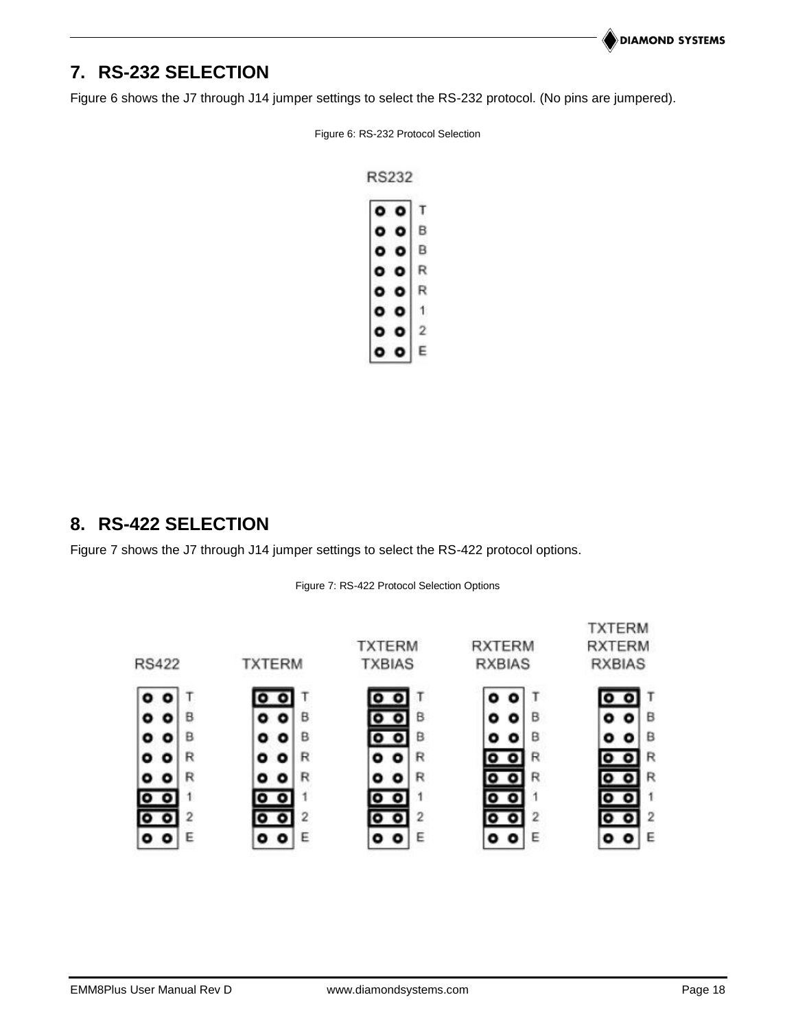## 7. RS-232 SELECTION

Figure 6 shows the J7 through J14 jumper settings to select the RS-232 protocol. (No pins are jumpered).

Figure 6: RS-232 Protocol Selection

## 8. RS-422 SELECTION

Figure 7 shows the J7 through J14 jumper settings to select the RS-422 protocol options.

Figure 7: RS-422 Protocol Selection Options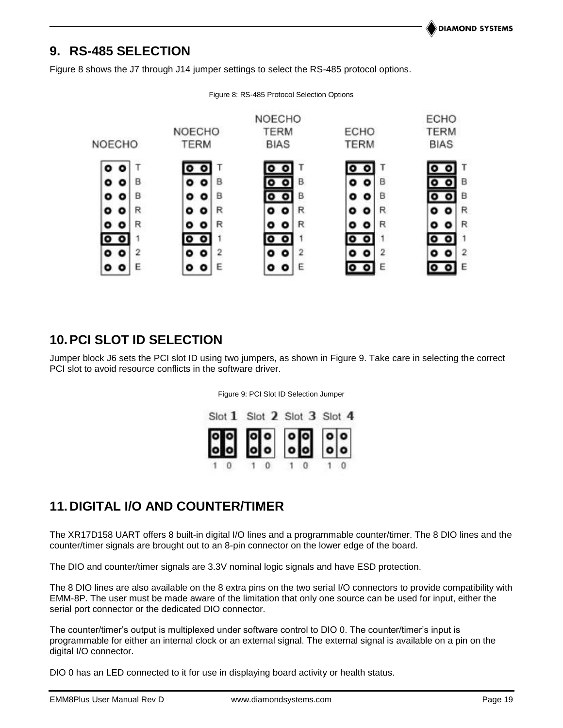## 9. RS-485 SELECTION

Figure 8 shows the J7 through J14 jumper settings to select the RS-485 protocol options.

Figure 8: RS-485 Protocol Selection Options

## 10. PCI SLOT ID SELECTION

Jumper block J6 sets the PCI slot ID using two jumpers, as shown in Figure 9. Take care in selecting the correct PCI slot to avoid resource conflicts in the software driver.

Figure 9: PCI Slot ID Selection Jumper

## 11. DIGITAL I/O AND COUNTER/TIMER

The XR17D158 UART offers 8 built-in digital I/O lines and a programmable counter/timer. The 8 DIO lines and the counter/timer signals are brought out to an 8-pin connector on the lower edge of the board.

The DIO and counter/timer signals are 3.3V nominal logic signals and have ESD protection.

The 8 DIO lines are also available on the 8 extra pins on the two serial I/O connectors to provide compatibility with EMM-8P. The user must be made aware of the limitation that only one source can be used for input, either the serial port connector or the dedicated DIO connector.

The counter/timer's output is multiplexed under software control to DIO 0. The counter/timer's input is programmable for either an internal clock or an external signal. The external signal is available on a pin on the digital I/O connector.

DIO 0 has an LED connected to it for use in displaying board activity or health status.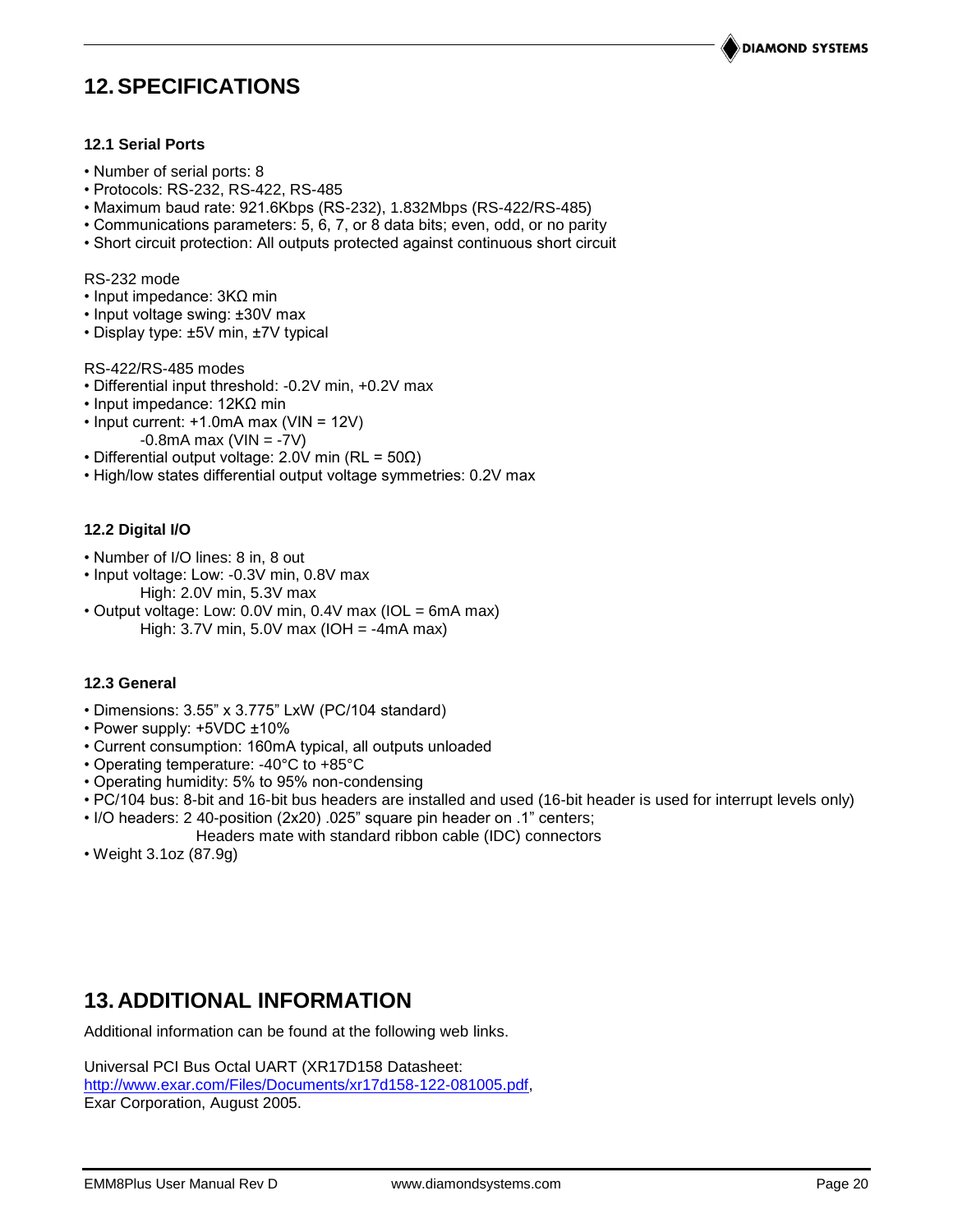# 12. SPECIFICATIONS

### 12.1 Serial Ports

- Number of serial ports: 8
- Protocols: RS-232, RS-422, RS-485
- Maximum baud rate: 921.6Kbps (RS-232), 1.832Mbps (RS-422/RS-485)
- Communications parameters: 5, 6, 7, or 8 data bits; even, odd, or no parity
- Short circuit protection: All outputs protected against continuous short circuit

RS-232 mode

- Input impedance: 3KΩ min
- Input voltage swing: ±30V max
- Display type: ±5V min, ±7V typical

RS-422/RS-485 modes

- Differential input threshold: -0.2V min, +0.2V max
- Input impedance: 12KΩ min
- Input current: +1.0mA max (VIN = 12V)
  -0.8mA max (VIN = -7V)
- Differential output voltage: 2.0V min (RL = 50Ω)
- High/low states differential output voltage symmetries: 0.2V max

### 12.2 Digital I/O

- Number of I/O lines: 8 in, 8 out
- Input voltage: Low: -0.3V min, 0.8V max
  High: 2.0V min, 5.3V max
- Output voltage: Low: 0.0V min, 0.4V max (IOL = 6mA max)
  High: 3.7V min, 5.0V max (IOH = -4mA max)

### 12.3 General

- Dimensions: 3.55" x 3.775" LxW (PC/104 standard)
- Power supply: +5VDC ±10%
- Current consumption: 160mA typical, all outputs unloaded
- Operating temperature: -40°C to +85°C
- Operating humidity: 5% to 95% non-condensing
- PC/104 bus: 8-bit and 16-bit bus headers are installed and used (16-bit header is used for interrupt levels only)
- I/O headers: 2 40-position (2x20) .025" square pin header on .1" centers;
  Headers mate with standard ribbon cable (IDC) connectors
- Weight 3.1oz (87.9g)

# 13. ADDITIONAL INFORMATION

Additional information can be found at the following web links.

Universal PCI Bus Octal UART (XR17D158 Datasheet:
http://www.exar.com/Files/Documents/xr17d158-122-081005.pdf,
Exar Corporation, August 2005.